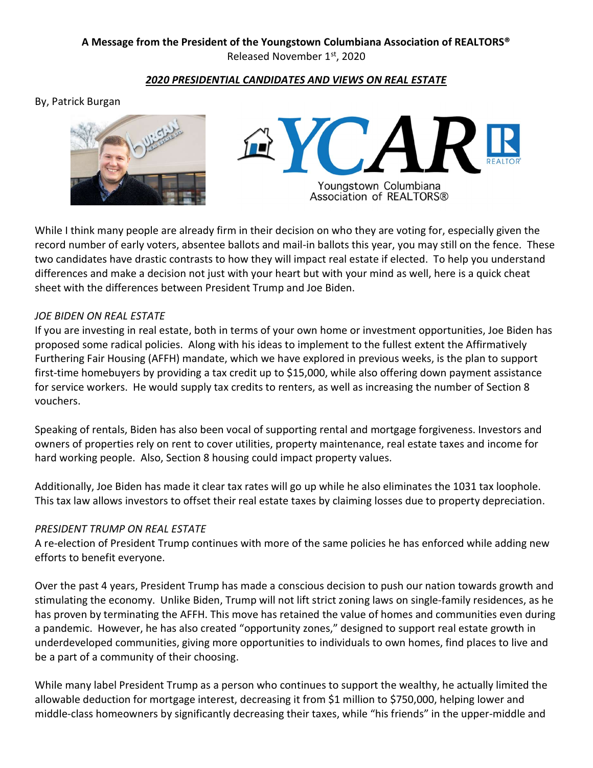**A Message from the President of the Youngstown Columbiana Association of REALTORS®**

Released November 1st, 2020

***2020 PRESIDENTIAL CANDIDATES AND VIEWS ON REAL ESTATE***

By, Patrick Burgan

While I think many people are already firm in their decision on who they are voting for, especially given the record number of early voters, absentee ballots and mail-in ballots this year, you may still on the fence. These two candidates have drastic contrasts to how they will impact real estate if elected. To help you understand differences and make a decision not just with your heart but with your mind as well, here is a quick cheat sheet with the differences between President Trump and Joe Biden.

*JOE BIDEN ON REAL ESTATE*

If you are investing in real estate, both in terms of your own home or investment opportunities, Joe Biden has proposed some radical policies. Along with his ideas to implement to the fullest extent the Affirmatively Furthering Fair Housing (AFFH) mandate, which we have explored in previous weeks, is the plan to support first-time homebuyers by providing a tax credit up to $15,000, while also offering down payment assistance for service workers. He would supply tax credits to renters, as well as increasing the number of Section 8 vouchers.

Speaking of rentals, Biden has also been vocal of supporting rental and mortgage forgiveness. Investors and owners of properties rely on rent to cover utilities, property maintenance, real estate taxes and income for hard working people. Also, Section 8 housing could impact property values.

Additionally, Joe Biden has made it clear tax rates will go up while he also eliminates the 1031 tax loophole. This tax law allows investors to offset their real estate taxes by claiming losses due to property depreciation.

*PRESIDENT TRUMP ON REAL ESTATE*

A re-election of President Trump continues with more of the same policies he has enforced while adding new efforts to benefit everyone.

Over the past 4 years, President Trump has made a conscious decision to push our nation towards growth and stimulating the economy. Unlike Biden, Trump will not lift strict zoning laws on single-family residences, as he has proven by terminating the AFFH. This move has retained the value of homes and communities even during a pandemic. However, he has also created "opportunity zones," designed to support real estate growth in underdeveloped communities, giving more opportunities to individuals to own homes, find places to live and be a part of a community of their choosing.

While many label President Trump as a person who continues to support the wealthy, he actually limited the allowable deduction for mortgage interest, decreasing it from $1 million to $750,000, helping lower and middle-class homeowners by significantly decreasing their taxes, while "his friends" in the upper-middle and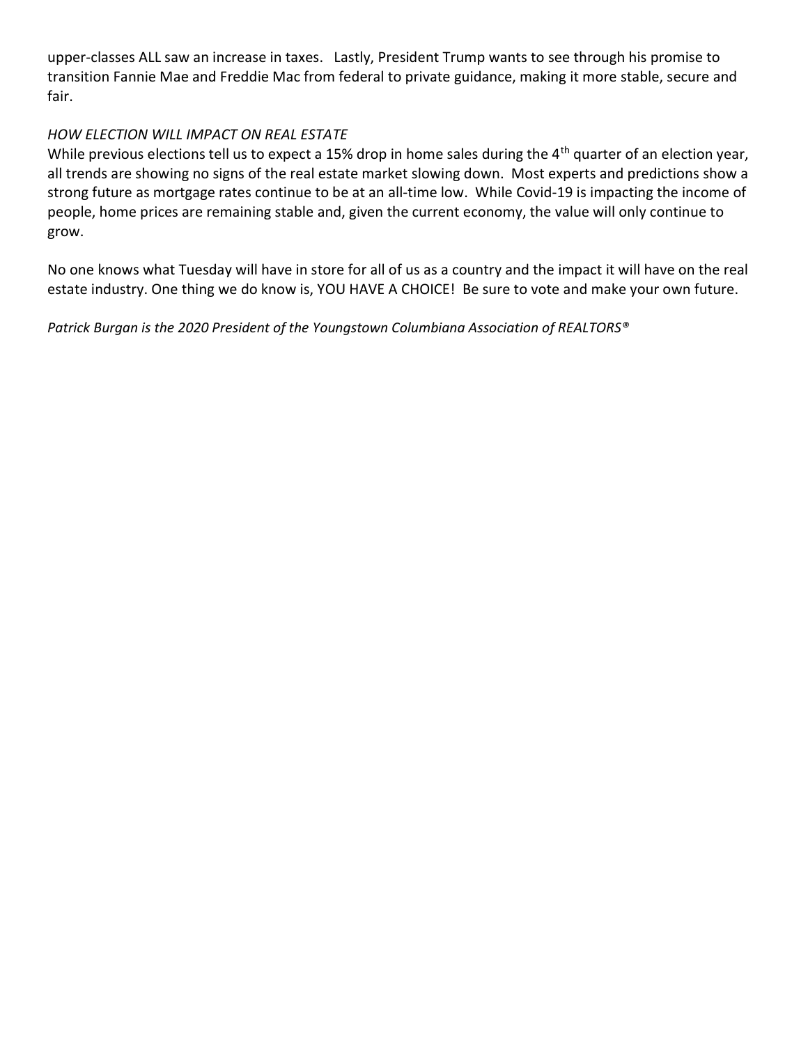upper-classes ALL saw an increase in taxes. Lastly, President Trump wants to see through his promise to transition Fannie Mae and Freddie Mac from federal to private guidance, making it more stable, secure and fair.

*HOW ELECTION WILL IMPACT ON REAL ESTATE*

While previous elections tell us to expect a 15% drop in home sales during the 4th quarter of an election year, all trends are showing no signs of the real estate market slowing down. Most experts and predictions show a strong future as mortgage rates continue to be at an all-time low. While Covid-19 is impacting the income of people, home prices are remaining stable and, given the current economy, the value will only continue to grow.

No one knows what Tuesday will have in store for all of us as a country and the impact it will have on the real estate industry. One thing we do know is, YOU HAVE A CHOICE! Be sure to vote and make your own future.

*Patrick Burgan is the 2020 President of the Youngstown Columbiana Association of REALTORS®*